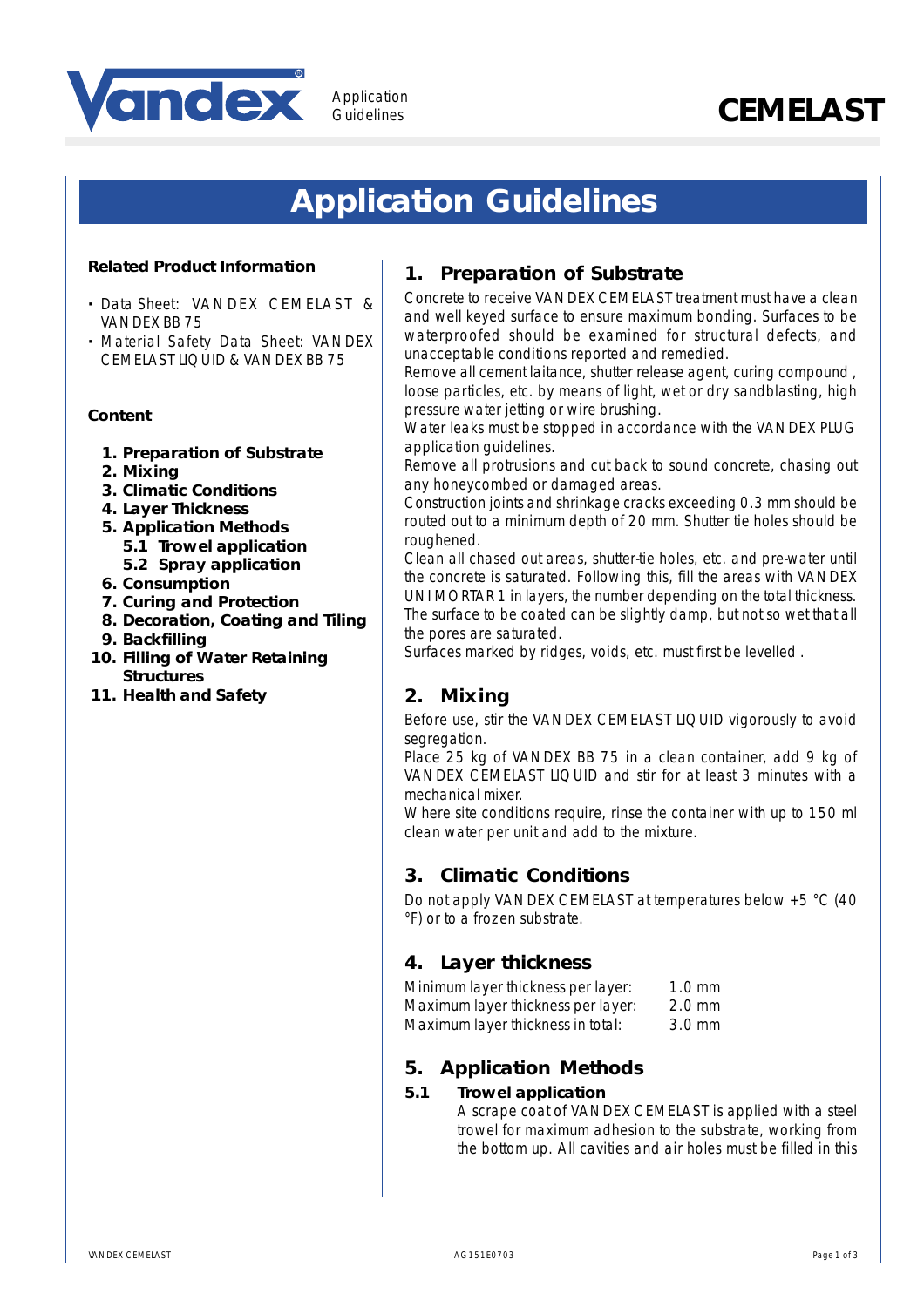Vandex Application Guidelines

# CEMELAST

# Application Guidelines

**Related Product Information**

- Data Sheet: VANDEX CEMELAST & VANDEX BB 75
- Material Safety Data Sheet: VANDEX CEMELAST LIQUID & VANDEX BB 75

**Content**

1. Preparation of Substrate
2. Mixing
3. Climatic Conditions
4. Layer Thickness
5. Application Methods
   - 5.1 Trowel application
   - 5.2 Spray application
6. Consumption
7. Curing and Protection
8. Decoration, Coating and Tiling
9. Backfilling
10. Filling of Water Retaining Structures
11. Health and Safety

## 1. Preparation of Substrate

Concrete to receive VANDEX CEMELAST treatment must have a clean and well keyed surface to ensure maximum bonding. Surfaces to be waterproofed should be examined for structural defects, and unacceptable conditions reported and remedied.

Remove all cement laitance, shutter release agent, curing compound , loose particles, etc. by means of light, wet or dry sandblasting, high pressure water jetting or wire brushing.

Water leaks must be stopped in accordance with the VANDEX PLUG application guidelines.

Remove all protrusions and cut back to sound concrete, chasing out any honeycombed or damaged areas.

Construction joints and shrinkage cracks exceeding 0.3 mm should be routed out to a minimum depth of 20 mm. Shutter tie holes should be roughened.

Clean all chased out areas, shutter-tie holes, etc. and pre-water until the concrete is saturated. Following this, fill the areas with VANDEX UNIMORTAR 1 in layers, the number depending on the total thickness. The surface to be coated can be slightly damp, but not so wet that all the pores are saturated.

Surfaces marked by ridges, voids, etc. must first be levelled .

## 2. Mixing

Before use, stir the VANDEX CEMELAST LIQUID vigorously to avoid segregation.

Place 25 kg of VANDEX BB 75 in a clean container, add 9 kg of VANDEX CEMELAST LIQUID and stir for at least 3 minutes with a mechanical mixer.

Where site conditions require, rinse the container with up to 150 ml clean water per unit and add to the mixture.

## 3. Climatic Conditions

Do not apply VANDEX CEMELAST at temperatures below +5 °C (40 °F) or to a frozen substrate.

## 4. Layer thickness

| | |
|---|---|
| Minimum layer thickness per layer: | 1.0 mm |
| Maximum layer thickness per layer: | 2.0 mm |
| Maximum layer thickness in total: | 3.0 mm |

## 5. Application Methods

### 5.1 Trowel application

A scrape coat of VANDEX CEMELAST is applied with a steel trowel for maximum adhesion to the substrate, working from the bottom up. All cavities and air holes must be filled in this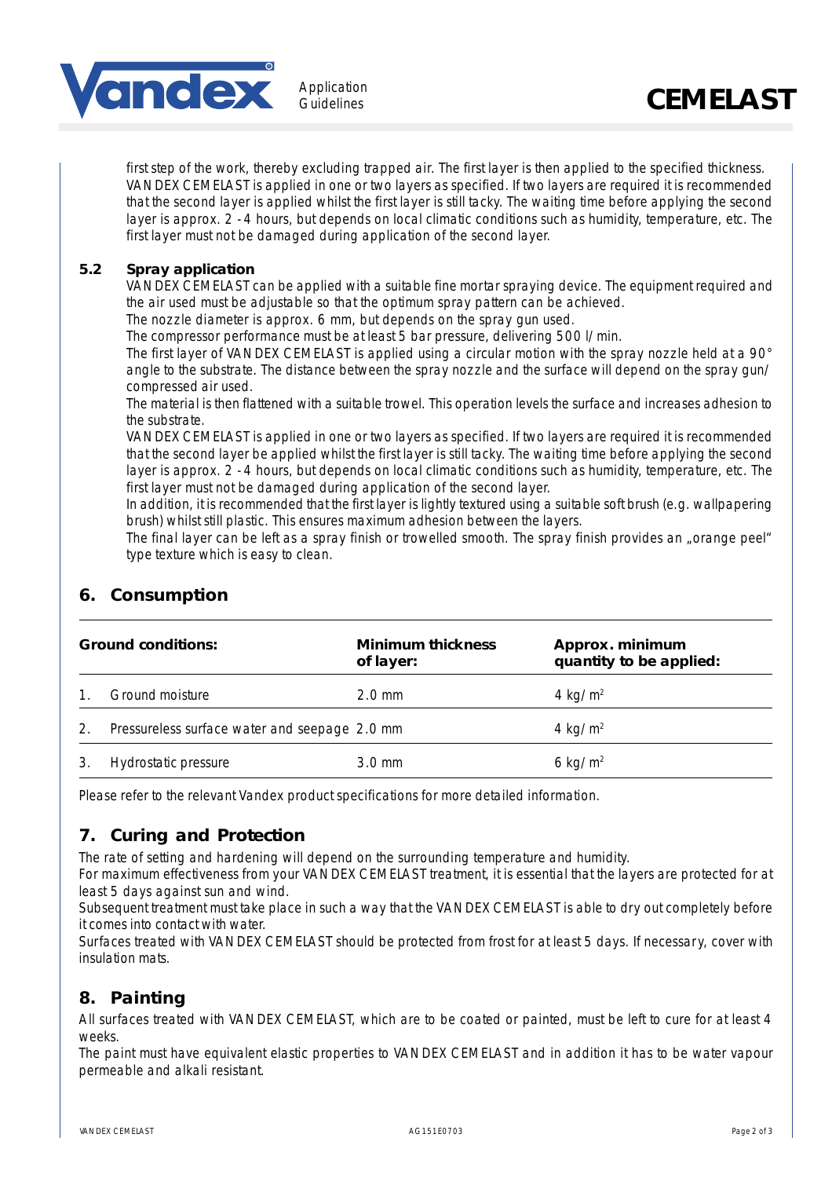first step of the work, thereby excluding trapped air. The first layer is then applied to the specified thickness. VANDEX CEMELAST is applied in one or two layers as specified. If two layers are required it is recommended that the second layer is applied whilst the first layer is still tacky. The waiting time before applying the second layer is approx. 2 - 4 hours, but depends on local climatic conditions such as humidity, temperature, etc. The first layer must not be damaged during application of the second layer.

### 5.2 Spray application

VANDEX CEMELAST can be applied with a suitable fine mortar spraying device. The equipment required and the air used must be adjustable so that the optimum spray pattern can be achieved.
The nozzle diameter is approx. 6 mm, but depends on the spray gun used.
The compressor performance must be at least 5 bar pressure, delivering 500 l/min.
The first layer of VANDEX CEMELAST is applied using a circular motion with the spray nozzle held at a 90° angle to the substrate. The distance between the spray nozzle and the surface will depend on the spray gun/compressed air used.
The material is then flattened with a suitable trowel. This operation levels the surface and increases adhesion to the substrate.
VANDEX CEMELAST is applied in one or two layers as specified. If two layers are required it is recommended that the second layer be applied whilst the first layer is still tacky. The waiting time before applying the second layer is approx. 2 - 4 hours, but depends on local climatic conditions such as humidity, temperature, etc. The first layer must not be damaged during application of the second layer.
In addition, it is recommended that the first layer is lightly textured using a suitable soft brush (e.g. wallpapering brush) whilst still plastic. This ensures maximum adhesion between the layers.
The final layer can be left as a spray finish or trowelled smooth. The spray finish provides an „orange peel“ type texture which is easy to clean.

## 6. Consumption

| Ground conditions: | Minimum thickness of layer: | Approx. minimum quantity to be applied: |
|---|---|---|
| 1. Ground moisture | 2.0 mm | 4 kg/m$^2$ |
| 2. Pressureless surface water and seepage | 2.0 mm | 4 kg/m$^2$ |
| 3. Hydrostatic pressure | 3.0 mm | 6 kg/m$^2$ |

Please refer to the relevant Vandex product specifications for more detailed information.

## 7. Curing and Protection

The rate of setting and hardening will depend on the surrounding temperature and humidity.
For maximum effectiveness from your VANDEX CEMELAST treatment, it is essential that the layers are protected for at least 5 days against sun and wind.
Subsequent treatment must take place in such a way that the VANDEX CEMELAST is able to dry out completely before it comes into contact with water.
Surfaces treated with VANDEX CEMELAST should be protected from frost for at least 5 days. If necessary, cover with insulation mats.

## 8. Painting

All surfaces treated with VANDEX CEMELAST, which are to be coated or painted, must be left to cure for at least 4 weeks.
The paint must have equivalent elastic properties to VANDEX CEMELAST and in addition it has to be water vapour permeable and alkali resistant.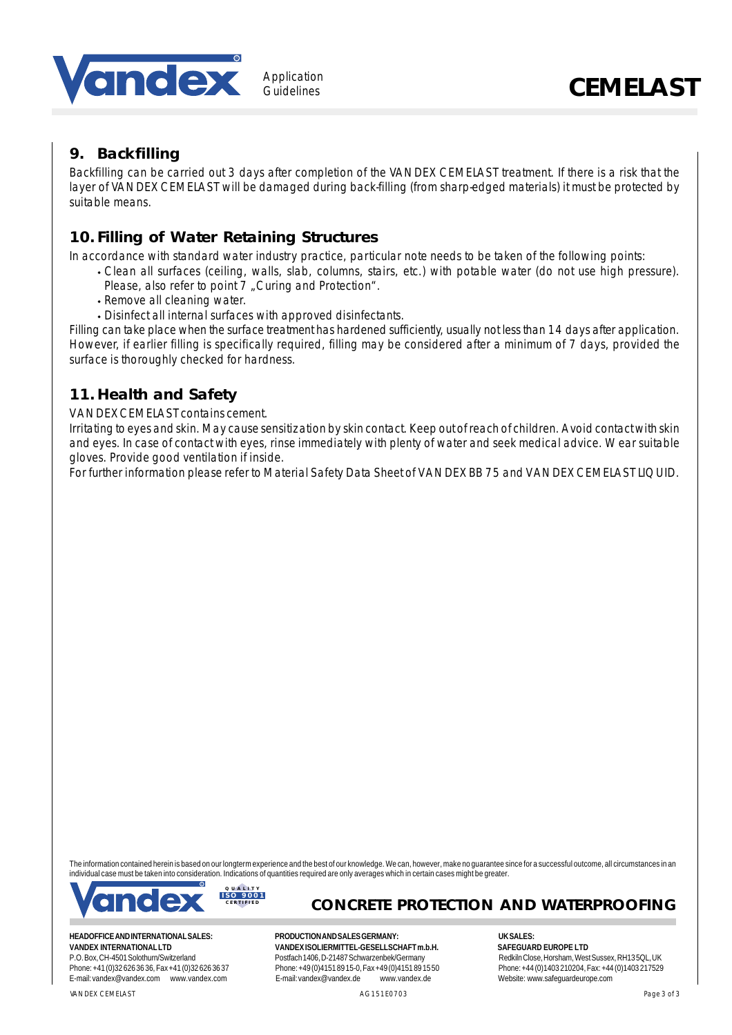## 9. Backfilling

Backfilling can be carried out 3 days after completion of the VANDEX CEMELAST treatment. If there is a risk that the layer of VANDEX CEMELAST will be damaged during back-filling (from sharp-edged materials) it must be protected by suitable means.

## 10. Filling of Water Retaining Structures

In accordance with standard water industry practice, particular note needs to be taken of the following points:

- Clean all surfaces (ceiling, walls, slab, columns, stairs, etc.) with potable water (do not use high pressure). Please, also refer to point 7 „Curing and Protection".
- Remove all cleaning water.
- Disinfect all internal surfaces with approved disinfectants.

Filling can take place when the surface treatment has hardened sufficiently, usually not less than 14 days after application. However, if earlier filling is specifically required, filling may be considered after a minimum of 7 days, provided the surface is thoroughly checked for hardness.

## 11. Health and Safety

VANDEX CEMELAST contains cement.

Irritating to eyes and skin. May cause sensitization by skin contact. Keep out of reach of children. Avoid contact with skin and eyes. In case of contact with eyes, rinse immediately with plenty of water and seek medical advice. Wear suitable gloves. Provide good ventilation if inside.

For further information please refer to Material Safety Data Sheet of VANDEX BB 75 and VANDEX CEMELAST LIQUID.

The information contained herein is based on our longterm experience and the best of our knowledge. We can, however, make no guarantee since for a successful outcome, all circumstances in an individual case must be taken into consideration. Indications of quantities required are only averages which in certain cases might be greater.

**CONCRETE PROTECTION AND WATERPROOFING**

**HEADOFFICE AND INTERNATIONAL SALES:**
**VANDEX INTERNATIONAL LTD**
P.O. Box, CH-4501 Solothurn/Switzerland
Phone: +41 (0)32 626 36 36, Fax +41 (0)32 626 36 37
E-mail: vandex@vandex.com www.vandex.com

**PRODUCTION AND SALES GERMANY:**
**VANDEX ISOLIERMITTEL-GESELLSCHAFT m.b.H.**
Postfach 1406, D-21487 Schwarzenbek/Germany
Phone: +49 (0)4151 89 15-0, Fax +49 (0)4151 89 15 50
E-mail: vandex@vandex.de www.vandex.de

**UK SALES:**
**SAFEGUARD EUROPE LTD**
Redkiln Close, Horsham, West Sussex, RH13 5QL, UK
Phone: +44 (0)1403 210204, Fax: +44 (0)1403 217529
Website: www.safeguardeurope.com

AG 151 E 0703